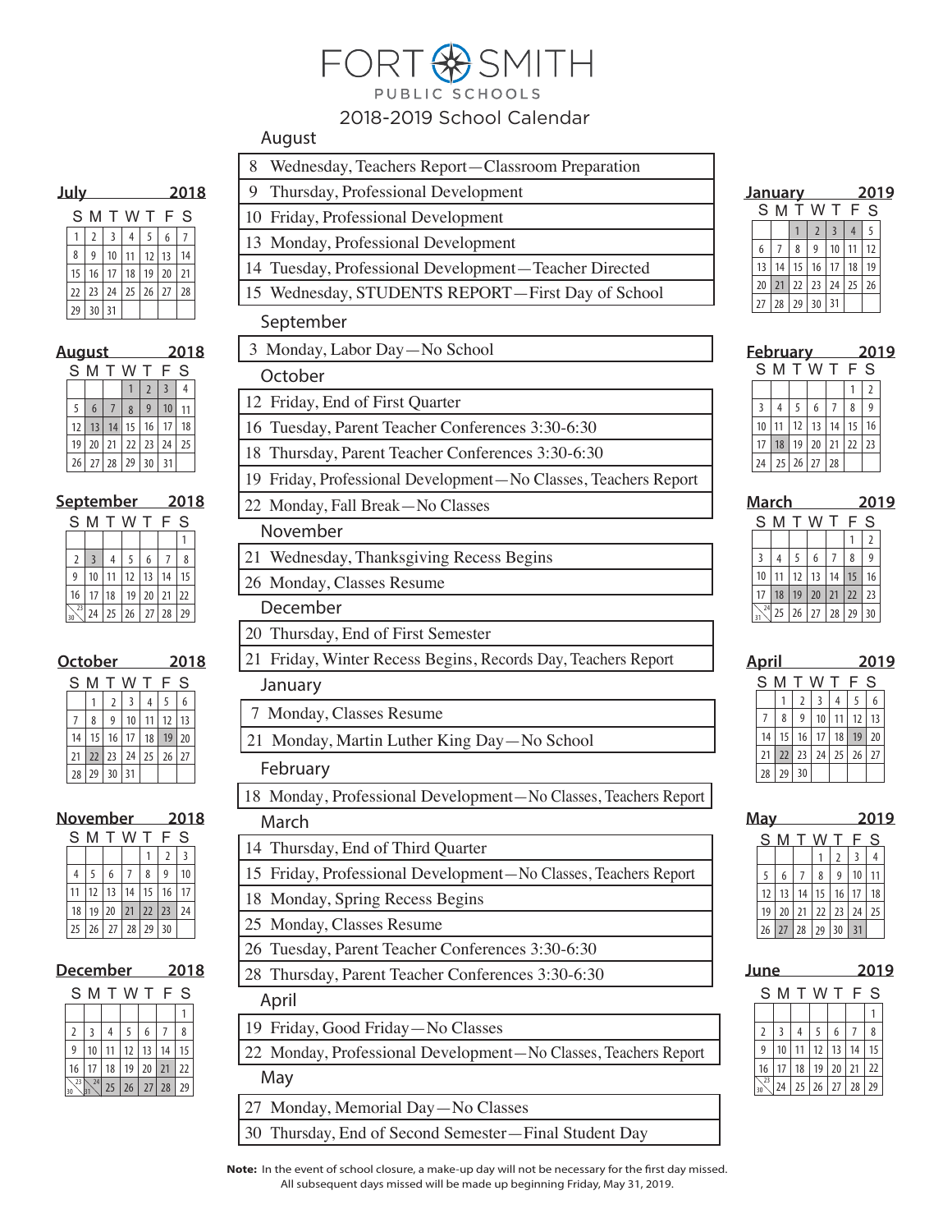# FORT SMITH PUBLIC SCHOOLS

## 2018-2019 School Calendar

### August

| |
|---|
| 8 Wednesday, Teachers Report—Classroom Preparation |
| 9 Thursday, Professional Development |
| 10 Friday, Professional Development |
| 13 Monday, Professional Development |
| 14 Tuesday, Professional Development—Teacher Directed |
| 15 Wednesday, STUDENTS REPORT—First Day of School |

### September

| |
|---|
| 3 Monday, Labor Day—No School |

### October

| |
|---|
| 12 Friday, End of First Quarter |
| 16 Tuesday, Parent Teacher Conferences 3:30-6:30 |
| 18 Thursday, Parent Teacher Conferences 3:30-6:30 |
| 19 Friday, Professional Development—No Classes, Teachers Report |
| 22 Monday, Fall Break—No Classes |

### November

| |
|---|
| 21 Wednesday, Thanksgiving Recess Begins |
| 26 Monday, Classes Resume |

### December

| |
|---|
| 20 Thursday, End of First Semester |
| 21 Friday, Winter Recess Begins, Records Day, Teachers Report |

### January

| |
|---|
| 7 Monday, Classes Resume |
| 21 Monday, Martin Luther King Day—No School |

### February

| |
|---|
| 18 Monday, Professional Development—No Classes, Teachers Report |

### March

| |
|---|
| 14 Thursday, End of Third Quarter |
| 15 Friday, Professional Development—No Classes, Teachers Report |
| 18 Monday, Spring Recess Begins |
| 25 Monday, Classes Resume |
| 26 Tuesday, Parent Teacher Conferences 3:30-6:30 |
| 28 Thursday, Parent Teacher Conferences 3:30-6:30 |

### April

| |
|---|
| 19 Friday, Good Friday—No Classes |
| 22 Monday, Professional Development—No Classes, Teachers Report |

### May

| |
|---|
| 27 Monday, Memorial Day—No Classes |
| 30 Thursday, End of Second Semester—Final Student Day |

**July 2018**

| S | M | T | W | T | F | S |
|---|---|---|---|---|---|---|
| 1 | 2 | 3 | 4 | 5 | 6 | 7 |
| 8 | 9 | 10 | 11 | 12 | 13 | 14 |
| 15 | 16 | 17 | 18 | 19 | 20 | 21 |
| 22 | 23 | 24 | 25 | 26 | 27 | 28 |
| 29 | 30 | 31 | | | | |

**August 2018**

| S | M | T | W | T | F | S |
|---|---|---|---|---|---|---|
| | | | 1 | 2 | 3 | 4 |
| 5 | 6 | 7 | 8 | 9 | 10 | 11 |
| 12 | 13 | 14 | 15 | 16 | 17 | 18 |
| 19 | 20 | 21 | 22 | 23 | 24 | 25 |
| 26 | 27 | 28 | 29 | 30 | 31 | |

**September 2018**

| S | M | T | W | T | F | S |
|---|---|---|---|---|---|---|
| | | | | | | 1 |
| 2 | 3 | 4 | 5 | 6 | 7 | 8 |
| 9 | 10 | 11 | 12 | 13 | 14 | 15 |
| 16 | 17 | 18 | 19 | 20 | 21 | 22 |
| 23/30 | 24 | 25 | 26 | 27 | 28 | 29 |

**October 2018**

| S | M | T | W | T | F | S |
|---|---|---|---|---|---|---|
| | 1 | 2 | 3 | 4 | 5 | 6 |
| 7 | 8 | 9 | 10 | 11 | 12 | 13 |
| 14 | 15 | 16 | 17 | 18 | 19 | 20 |
| 21 | 22 | 23 | 24 | 25 | 26 | 27 |
| 28 | 29 | 30 | 31 | | | |

**November 2018**

| S | M | T | W | T | F | S |
|---|---|---|---|---|---|---|
| | | | | 1 | 2 | 3 |
| 4 | 5 | 6 | 7 | 8 | 9 | 10 |
| 11 | 12 | 13 | 14 | 15 | 16 | 17 |
| 18 | 19 | 20 | 21 | 22 | 23 | 24 |
| 25 | 26 | 27 | 28 | 29 | 30 | |

**December 2018**

| S | M | T | W | T | F | S |
|---|---|---|---|---|---|---|
| | | | | | | 1 |
| 2 | 3 | 4 | 5 | 6 | 7 | 8 |
| 9 | 10 | 11 | 12 | 13 | 14 | 15 |
| 16 | 17 | 18 | 19 | 20 | 21 | 22 |
| 23/30 | 24/31 | 25 | 26 | 27 | 28 | 29 |

**January 2019**

| S | M | T | W | T | F | S |
|---|---|---|---|---|---|---|
| | | 1 | 2 | 3 | 4 | 5 |
| 6 | 7 | 8 | 9 | 10 | 11 | 12 |
| 13 | 14 | 15 | 16 | 17 | 18 | 19 |
| 20 | 21 | 22 | 23 | 24 | 25 | 26 |
| 27 | 28 | 29 | 30 | 31 | | |

**February 2019**

| S | M | T | W | T | F | S |
|---|---|---|---|---|---|---|
| | | | | | 1 | 2 |
| 3 | 4 | 5 | 6 | 7 | 8 | 9 |
| 10 | 11 | 12 | 13 | 14 | 15 | 16 |
| 17 | 18 | 19 | 20 | 21 | 22 | 23 |
| 24 | 25 | 26 | 27 | 28 | | |

**March 2019**

| S | M | T | W | T | F | S |
|---|---|---|---|---|---|---|
| | | | | | 1 | 2 |
| 3 | 4 | 5 | 6 | 7 | 8 | 9 |
| 10 | 11 | 12 | 13 | 14 | 15 | 16 |
| 17 | 18 | 19 | 20 | 21 | 22 | 23 |
| 24/31 | 25 | 26 | 27 | 28 | 29 | 30 |

**April 2019**

| S | M | T | W | T | F | S |
|---|---|---|---|---|---|---|
| | 1 | 2 | 3 | 4 | 5 | 6 |
| 7 | 8 | 9 | 10 | 11 | 12 | 13 |
| 14 | 15 | 16 | 17 | 18 | 19 | 20 |
| 21 | 22 | 23 | 24 | 25 | 26 | 27 |
| 28 | 29 | 30 | | | | |

**May 2019**

| S | M | T | W | T | F | S |
|---|---|---|---|---|---|---|
| | | | 1 | 2 | 3 | 4 |
| 5 | 6 | 7 | 8 | 9 | 10 | 11 |
| 12 | 13 | 14 | 15 | 16 | 17 | 18 |
| 19 | 20 | 21 | 22 | 23 | 24 | 25 |
| 26 | 27 | 28 | 29 | 30 | 31 | |

**June 2019**

| S | M | T | W | T | F | S |
|---|---|---|---|---|---|---|
| | | | | | | 1 |
| 2 | 3 | 4 | 5 | 6 | 7 | 8 |
| 9 | 10 | 11 | 12 | 13 | 14 | 15 |
| 16 | 17 | 18 | 19 | 20 | 21 | 22 |
| 23/30 | 24 | 25 | 26 | 27 | 28 | 29 |

**Note:** In the event of school closure, a make-up day will not be necessary for the first day missed. All subsequent days missed will be made up beginning Friday, May 31, 2019.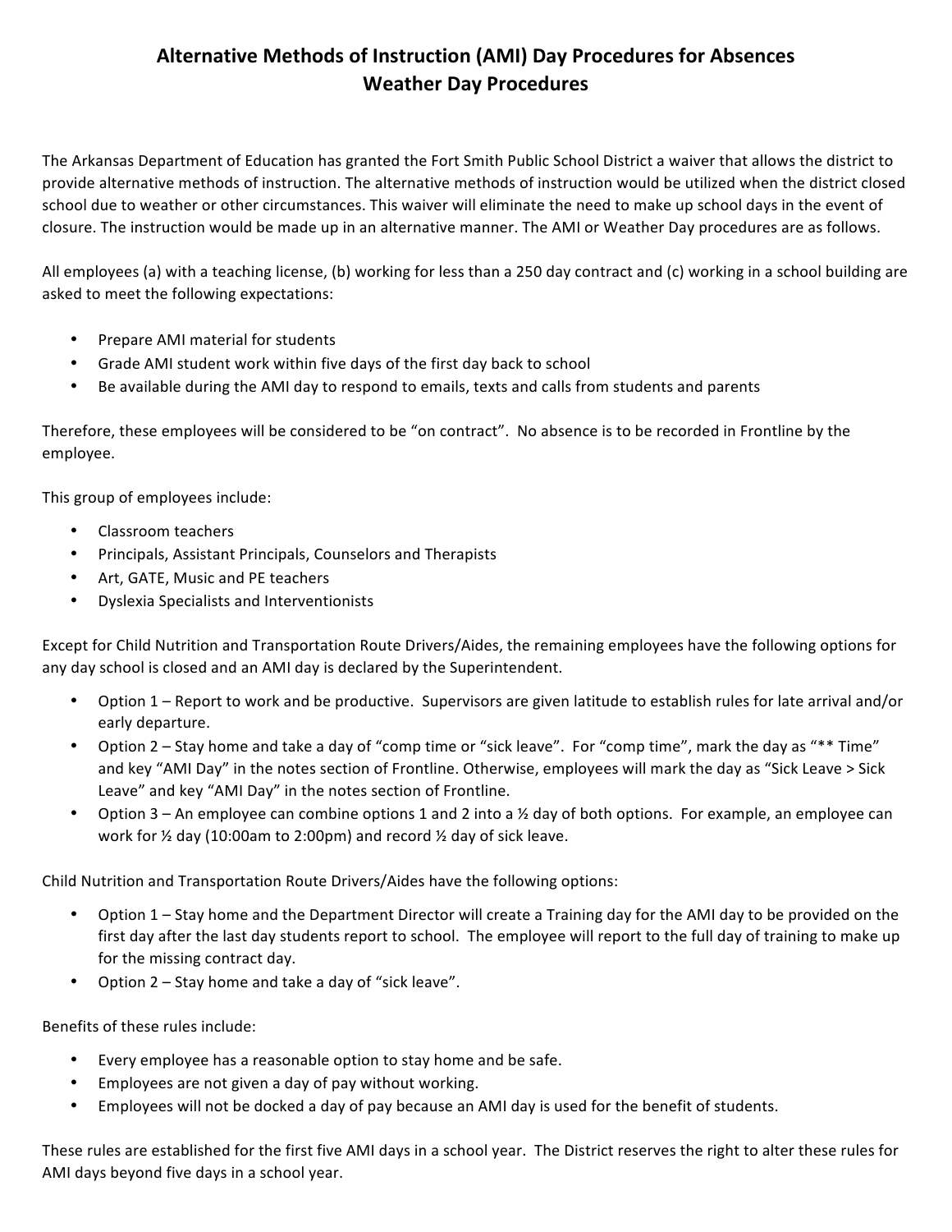# Alternative Methods of Instruction (AMI) Day Procedures for Absences
# Weather Day Procedures

The Arkansas Department of Education has granted the Fort Smith Public School District a waiver that allows the district to provide alternative methods of instruction. The alternative methods of instruction would be utilized when the district closed school due to weather or other circumstances. This waiver will eliminate the need to make up school days in the event of closure. The instruction would be made up in an alternative manner. The AMI or Weather Day procedures are as follows.

All employees (a) with a teaching license, (b) working for less than a 250 day contract and (c) working in a school building are asked to meet the following expectations:

- Prepare AMI material for students
- Grade AMI student work within five days of the first day back to school
- Be available during the AMI day to respond to emails, texts and calls from students and parents

Therefore, these employees will be considered to be "on contract". No absence is to be recorded in Frontline by the employee.

This group of employees include:

- Classroom teachers
- Principals, Assistant Principals, Counselors and Therapists
- Art, GATE, Music and PE teachers
- Dyslexia Specialists and Interventionists

Except for Child Nutrition and Transportation Route Drivers/Aides, the remaining employees have the following options for any day school is closed and an AMI day is declared by the Superintendent.

- Option 1 – Report to work and be productive. Supervisors are given latitude to establish rules for late arrival and/or early departure.
- Option 2 – Stay home and take a day of "comp time or "sick leave". For "comp time", mark the day as "** Time" and key "AMI Day" in the notes section of Frontline. Otherwise, employees will mark the day as "Sick Leave > Sick Leave" and key "AMI Day" in the notes section of Frontline.
- Option 3 – An employee can combine options 1 and 2 into a ½ day of both options. For example, an employee can work for ½ day (10:00am to 2:00pm) and record ½ day of sick leave.

Child Nutrition and Transportation Route Drivers/Aides have the following options:

- Option 1 – Stay home and the Department Director will create a Training day for the AMI day to be provided on the first day after the last day students report to school. The employee will report to the full day of training to make up for the missing contract day.
- Option 2 – Stay home and take a day of "sick leave".

Benefits of these rules include:

- Every employee has a reasonable option to stay home and be safe.
- Employees are not given a day of pay without working.
- Employees will not be docked a day of pay because an AMI day is used for the benefit of students.

These rules are established for the first five AMI days in a school year. The District reserves the right to alter these rules for AMI days beyond five days in a school year.